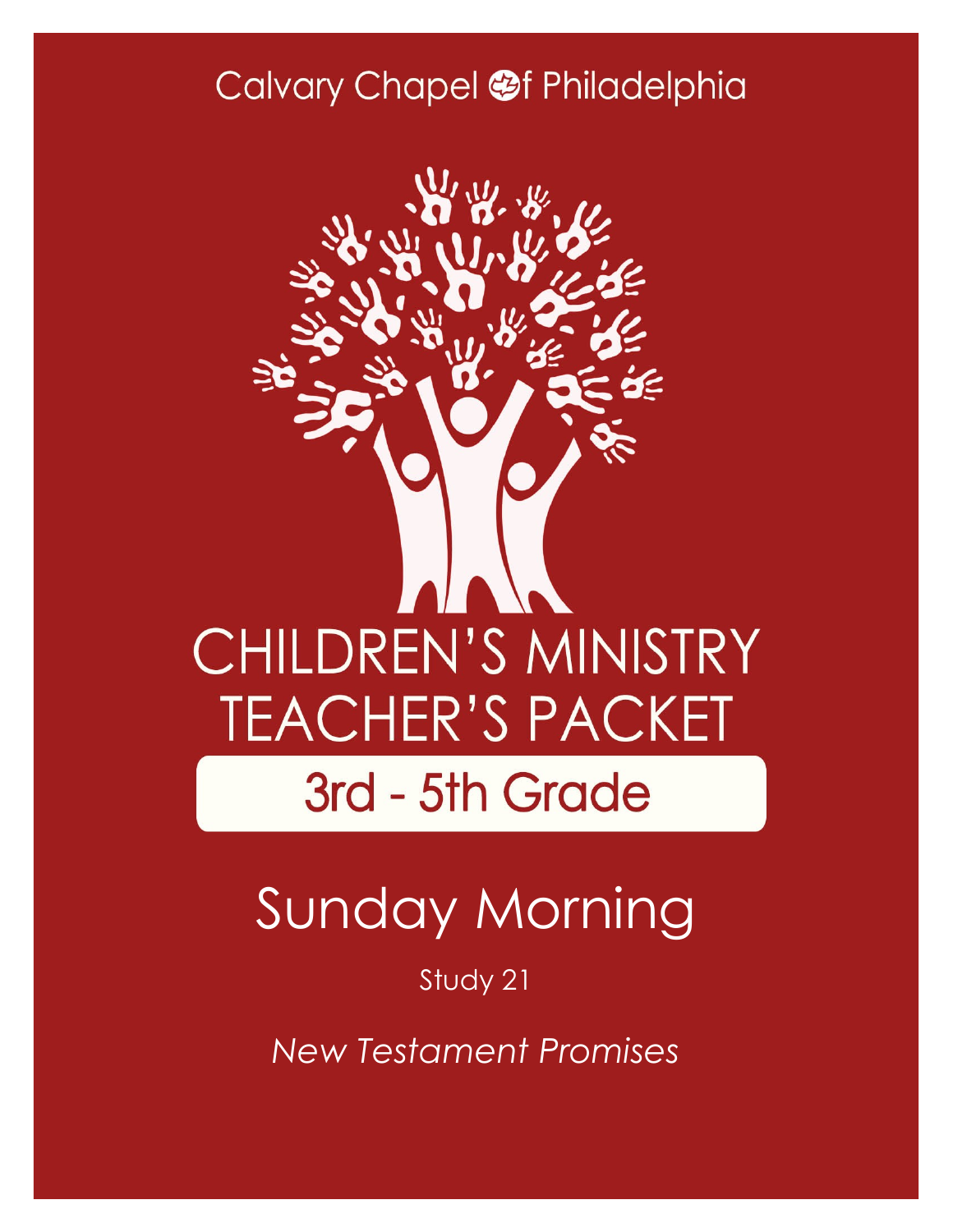Calvary Chapel of Philadelphia

# CHILDREN'S MINISTRY TEACHER'S PACKET

## 3rd - 5th Grade

# Sunday Morning

Study 21

*New Testament Promises*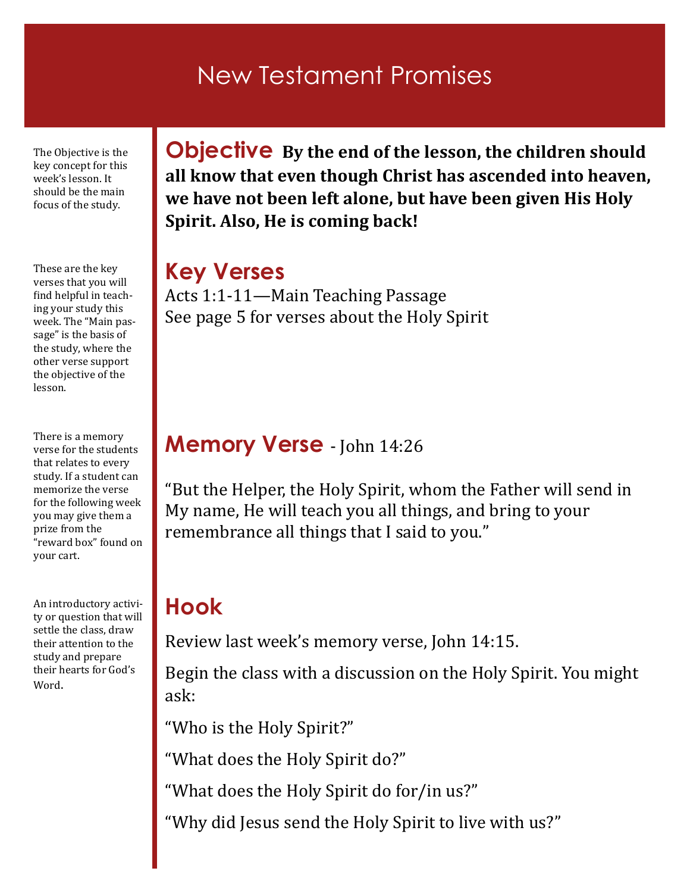# New Testament Promises

The Objective is the key concept for this week's lesson. It should be the main focus of the study.

## Objective

**By the end of the lesson, the children should all know that even though Christ has ascended into heaven, we have not been left alone, but have been given His Holy Spirit. Also, He is coming back!**

These are the key verses that you will find helpful in teaching your study this week. The "Main passage" is the basis of the study, where the other verse support the objective of the lesson.

## Key Verses

Acts 1:1-11—Main Teaching Passage
See page 5 for verses about the Holy Spirit

There is a memory verse for the students that relates to every study. If a student can memorize the verse for the following week you may give them a prize from the "reward box" found on your cart.

## Memory Verse - John 14:26

"But the Helper, the Holy Spirit, whom the Father will send in My name, He will teach you all things, and bring to your remembrance all things that I said to you."

An introductory activity or question that will settle the class, draw their attention to the study and prepare their hearts for God's Word.

## Hook

Review last week's memory verse, John 14:15.

Begin the class with a discussion on the Holy Spirit. You might ask:

"Who is the Holy Spirit?"

"What does the Holy Spirit do?"

"What does the Holy Spirit do for/in us?"

"Why did Jesus send the Holy Spirit to live with us?"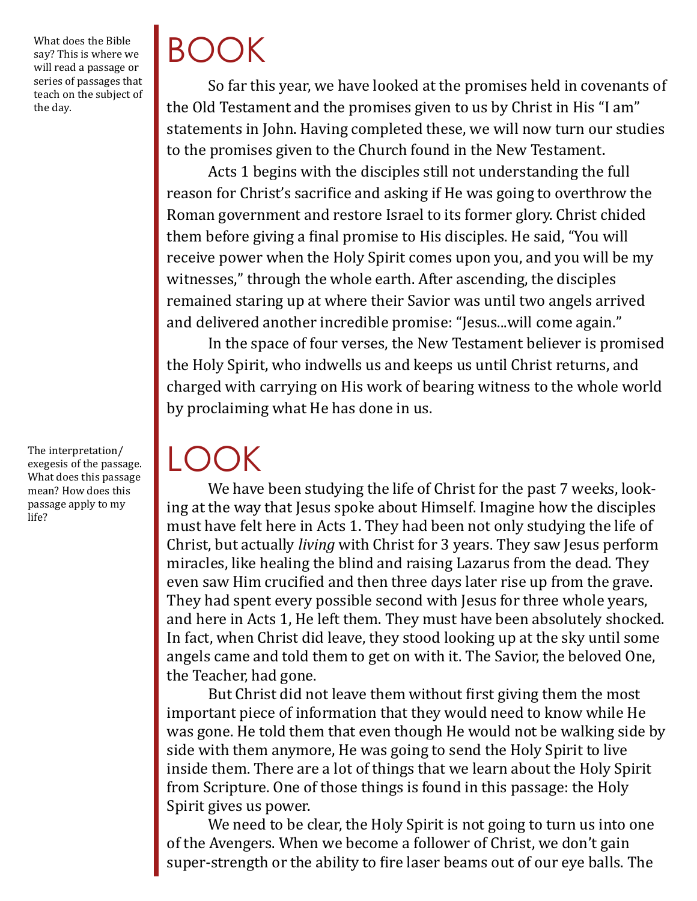What does the Bible say? This is where we will read a passage or series of passages that teach on the subject of the day.

# BOOK

So far this year, we have looked at the promises held in covenants of the Old Testament and the promises given to us by Christ in His "I am" statements in John. Having completed these, we will now turn our studies to the promises given to the Church found in the New Testament.

Acts 1 begins with the disciples still not understanding the full reason for Christ's sacrifice and asking if He was going to overthrow the Roman government and restore Israel to its former glory. Christ chided them before giving a final promise to His disciples. He said, "You will receive power when the Holy Spirit comes upon you, and you will be my witnesses," through the whole earth. After ascending, the disciples remained staring up at where their Savior was until two angels arrived and delivered another incredible promise: "Jesus...will come again."

In the space of four verses, the New Testament believer is promised the Holy Spirit, who indwells us and keeps us until Christ returns, and charged with carrying on His work of bearing witness to the whole world by proclaiming what He has done in us.

The interpretation/exegesis of the passage. What does this passage mean? How does this passage apply to my life?

# LOOK

We have been studying the life of Christ for the past 7 weeks, looking at the way that Jesus spoke about Himself. Imagine how the disciples must have felt here in Acts 1. They had been not only studying the life of Christ, but actually *living* with Christ for 3 years. They saw Jesus perform miracles, like healing the blind and raising Lazarus from the dead. They even saw Him crucified and then three days later rise up from the grave. They had spent every possible second with Jesus for three whole years, and here in Acts 1, He left them. They must have been absolutely shocked. In fact, when Christ did leave, they stood looking up at the sky until some angels came and told them to get on with it. The Savior, the beloved One, the Teacher, had gone.

But Christ did not leave them without first giving them the most important piece of information that they would need to know while He was gone. He told them that even though He would not be walking side by side with them anymore, He was going to send the Holy Spirit to live inside them. There are a lot of things that we learn about the Holy Spirit from Scripture. One of those things is found in this passage: the Holy Spirit gives us power.

We need to be clear, the Holy Spirit is not going to turn us into one of the Avengers. When we become a follower of Christ, we don't gain super-strength or the ability to fire laser beams out of our eye balls. The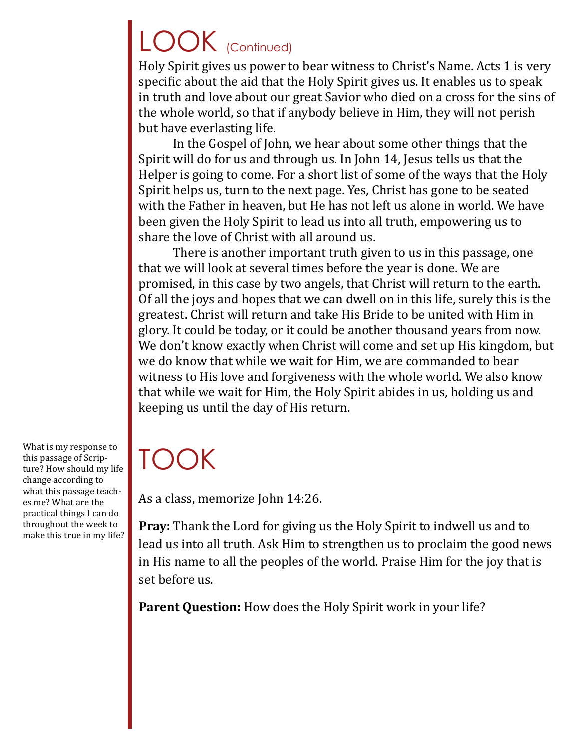# LOOK (Continued)

Holy Spirit gives us power to bear witness to Christ's Name. Acts 1 is very specific about the aid that the Holy Spirit gives us. It enables us to speak in truth and love about our great Savior who died on a cross for the sins of the whole world, so that if anybody believe in Him, they will not perish but have everlasting life.

In the Gospel of John, we hear about some other things that the Spirit will do for us and through us. In John 14, Jesus tells us that the Helper is going to come. For a short list of some of the ways that the Holy Spirit helps us, turn to the next page. Yes, Christ has gone to be seated with the Father in heaven, but He has not left us alone in world. We have been given the Holy Spirit to lead us into all truth, empowering us to share the love of Christ with all around us.

There is another important truth given to us in this passage, one that we will look at several times before the year is done. We are promised, in this case by two angels, that Christ will return to the earth. Of all the joys and hopes that we can dwell on in this life, surely this is the greatest. Christ will return and take His Bride to be united with Him in glory. It could be today, or it could be another thousand years from now. We don't know exactly when Christ will come and set up His kingdom, but we do know that while we wait for Him, we are commanded to bear witness to His love and forgiveness with the whole world. We also know that while we wait for Him, the Holy Spirit abides in us, holding us and keeping us until the day of His return.

# TOOK

What is my response to this passage of Scripture? How should my life change according to what this passage teaches me? What are the practical things I can do throughout the week to make this true in my life?

As a class, memorize John 14:26.

**Pray:** Thank the Lord for giving us the Holy Spirit to indwell us and to lead us into all truth. Ask Him to strengthen us to proclaim the good news in His name to all the peoples of the world. Praise Him for the joy that is set before us.

**Parent Question:** How does the Holy Spirit work in your life?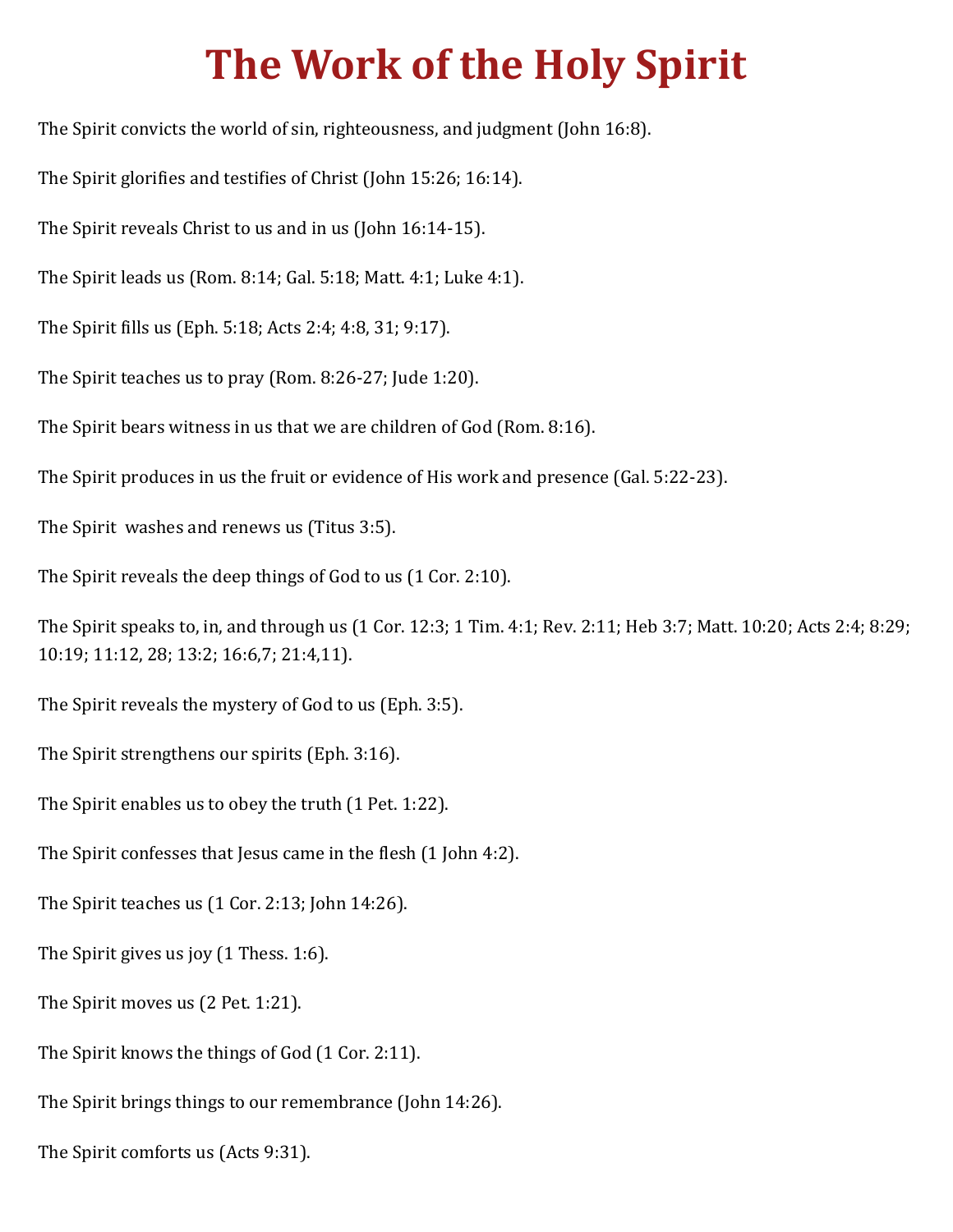# The Work of the Holy Spirit

The Spirit convicts the world of sin, righteousness, and judgment (John 16:8).

The Spirit glorifies and testifies of Christ (John 15:26; 16:14).

The Spirit reveals Christ to us and in us (John 16:14-15).

The Spirit leads us (Rom. 8:14; Gal. 5:18; Matt. 4:1; Luke 4:1).

The Spirit fills us (Eph. 5:18; Acts 2:4; 4:8, 31; 9:17).

The Spirit teaches us to pray (Rom. 8:26-27; Jude 1:20).

The Spirit bears witness in us that we are children of God (Rom. 8:16).

The Spirit produces in us the fruit or evidence of His work and presence (Gal. 5:22-23).

The Spirit washes and renews us (Titus 3:5).

The Spirit reveals the deep things of God to us (1 Cor. 2:10).

The Spirit speaks to, in, and through us (1 Cor. 12:3; 1 Tim. 4:1; Rev. 2:11; Heb 3:7; Matt. 10:20; Acts 2:4; 8:29; 10:19; 11:12, 28; 13:2; 16:6,7; 21:4,11).

The Spirit reveals the mystery of God to us (Eph. 3:5).

The Spirit strengthens our spirits (Eph. 3:16).

The Spirit enables us to obey the truth (1 Pet. 1:22).

The Spirit confesses that Jesus came in the flesh (1 John 4:2).

The Spirit teaches us (1 Cor. 2:13; John 14:26).

The Spirit gives us joy (1 Thess. 1:6).

The Spirit moves us (2 Pet. 1:21).

The Spirit knows the things of God (1 Cor. 2:11).

The Spirit brings things to our remembrance (John 14:26).

The Spirit comforts us (Acts 9:31).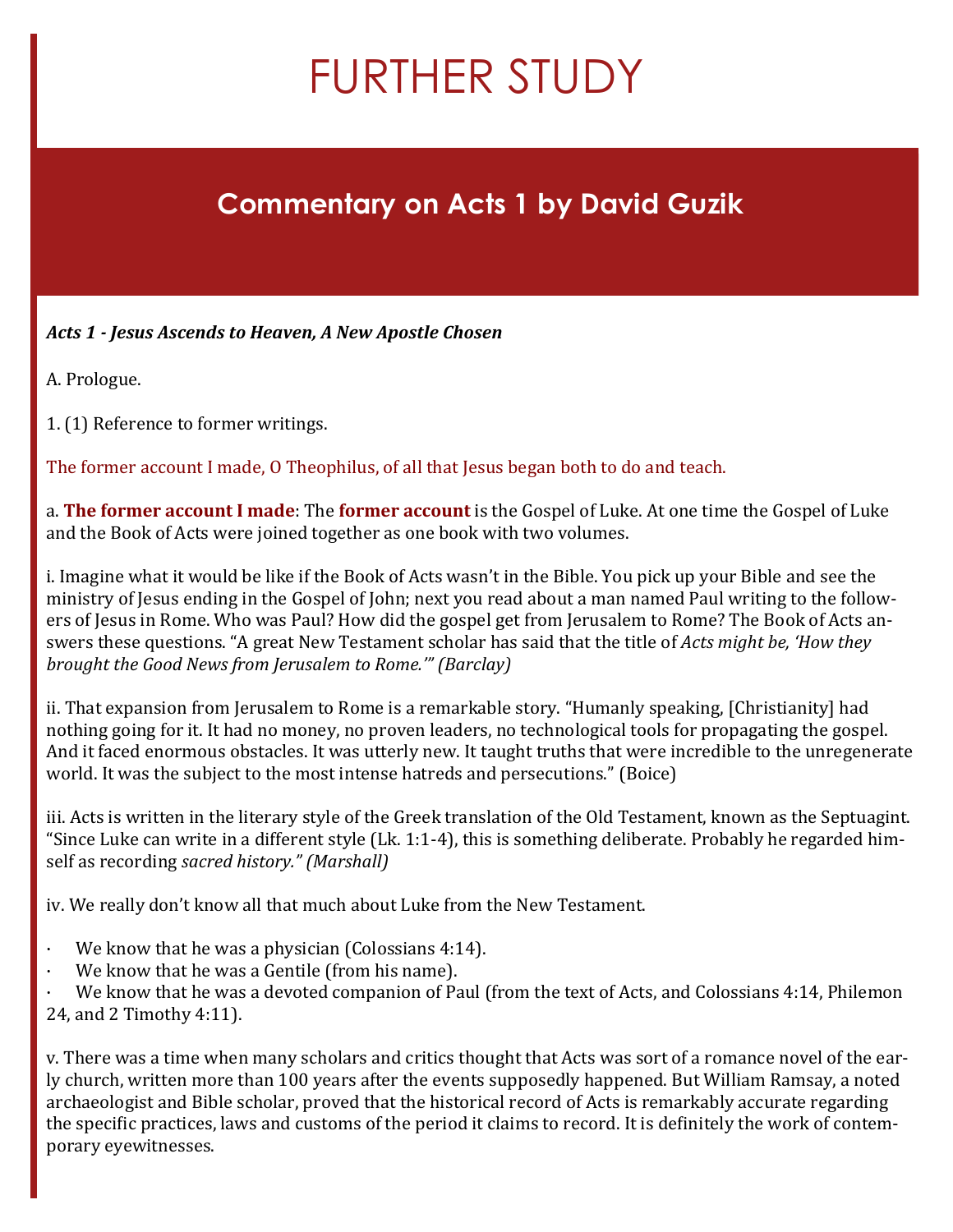# FURTHER STUDY

## Commentary on Acts 1 by David Guzik

***Acts 1 - Jesus Ascends to Heaven, A New Apostle Chosen***

A. Prologue.

1. (1) Reference to former writings.

The former account I made, O Theophilus, of all that Jesus began both to do and teach.

a. **The former account I made**: The **former account** is the Gospel of Luke. At one time the Gospel of Luke and the Book of Acts were joined together as one book with two volumes.

i. Imagine what it would be like if the Book of Acts wasn't in the Bible. You pick up your Bible and see the ministry of Jesus ending in the Gospel of John; next you read about a man named Paul writing to the followers of Jesus in Rome. Who was Paul? How did the gospel get from Jerusalem to Rome? The Book of Acts answers these questions. "A great New Testament scholar has said that the title of *Acts might be, 'How they brought the Good News from Jerusalem to Rome.'" (Barclay)*

ii. That expansion from Jerusalem to Rome is a remarkable story. "Humanly speaking, [Christianity] had nothing going for it. It had no money, no proven leaders, no technological tools for propagating the gospel. And it faced enormous obstacles. It was utterly new. It taught truths that were incredible to the unregenerate world. It was the subject to the most intense hatreds and persecutions." (Boice)

iii. Acts is written in the literary style of the Greek translation of the Old Testament, known as the Septuagint. "Since Luke can write in a different style (Lk. 1:1-4), this is something deliberate. Probably he regarded himself as recording *sacred history." (Marshall)*

iv. We really don't know all that much about Luke from the New Testament.

- We know that he was a physician (Colossians 4:14).
- We know that he was a Gentile (from his name).
- We know that he was a devoted companion of Paul (from the text of Acts, and Colossians 4:14, Philemon 24, and 2 Timothy 4:11).

v. There was a time when many scholars and critics thought that Acts was sort of a romance novel of the early church, written more than 100 years after the events supposedly happened. But William Ramsay, a noted archaeologist and Bible scholar, proved that the historical record of Acts is remarkably accurate regarding the specific practices, laws and customs of the period it claims to record. It is definitely the work of contemporary eyewitnesses.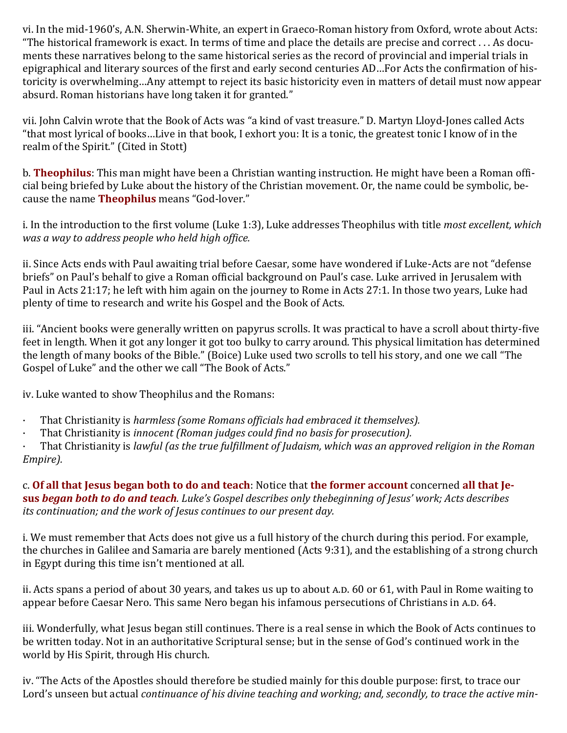vi. In the mid-1960's, A.N. Sherwin-White, an expert in Graeco-Roman history from Oxford, wrote about Acts: "The historical framework is exact. In terms of time and place the details are precise and correct . . . As documents these narratives belong to the same historical series as the record of provincial and imperial trials in epigraphical and literary sources of the first and early second centuries AD…For Acts the confirmation of historicity is overwhelming…Any attempt to reject its basic historicity even in matters of detail must now appear absurd. Roman historians have long taken it for granted."

vii. John Calvin wrote that the Book of Acts was "a kind of vast treasure." D. Martyn Lloyd-Jones called Acts "that most lyrical of books…Live in that book, I exhort you: It is a tonic, the greatest tonic I know of in the realm of the Spirit." (Cited in Stott)

b. **Theophilus**: This man might have been a Christian wanting instruction. He might have been a Roman official being briefed by Luke about the history of the Christian movement. Or, the name could be symbolic, because the name **Theophilus** means "God-lover."

i. In the introduction to the first volume (Luke 1:3), Luke addresses Theophilus with title *most excellent, which was a way to address people who held high office.*

ii. Since Acts ends with Paul awaiting trial before Caesar, some have wondered if Luke-Acts are not "defense briefs" on Paul's behalf to give a Roman official background on Paul's case. Luke arrived in Jerusalem with Paul in Acts 21:17; he left with him again on the journey to Rome in Acts 27:1. In those two years, Luke had plenty of time to research and write his Gospel and the Book of Acts.

iii. "Ancient books were generally written on papyrus scrolls. It was practical to have a scroll about thirty-five feet in length. When it got any longer it got too bulky to carry around. This physical limitation has determined the length of many books of the Bible." (Boice) Luke used two scrolls to tell his story, and one we call "The Gospel of Luke" and the other we call "The Book of Acts."

iv. Luke wanted to show Theophilus and the Romans:

- That Christianity is *harmless (some Romans officials had embraced it themselves).*
- That Christianity is *innocent (Roman judges could find no basis for prosecution).*
- That Christianity is *lawful (as the true fulfillment of Judaism, which was an approved religion in the Roman Empire).*

c. **Of all that Jesus began both to do and teach**: Notice that **the former account** concerned **all that Jesus *began both to do and teach***. *Luke's Gospel describes only thebeginning of Jesus' work; Acts describes its continuation; and the work of Jesus continues to our present day.*

i. We must remember that Acts does not give us a full history of the church during this period. For example, the churches in Galilee and Samaria are barely mentioned (Acts 9:31), and the establishing of a strong church in Egypt during this time isn't mentioned at all.

ii. Acts spans a period of about 30 years, and takes us up to about A.D. 60 or 61, with Paul in Rome waiting to appear before Caesar Nero. This same Nero began his infamous persecutions of Christians in A.D. 64.

iii. Wonderfully, what Jesus began still continues. There is a real sense in which the Book of Acts continues to be written today. Not in an authoritative Scriptural sense; but in the sense of God's continued work in the world by His Spirit, through His church.

iv. "The Acts of the Apostles should therefore be studied mainly for this double purpose: first, to trace our Lord's unseen but actual *continuance of his divine teaching and working; and, secondly, to trace the active min-*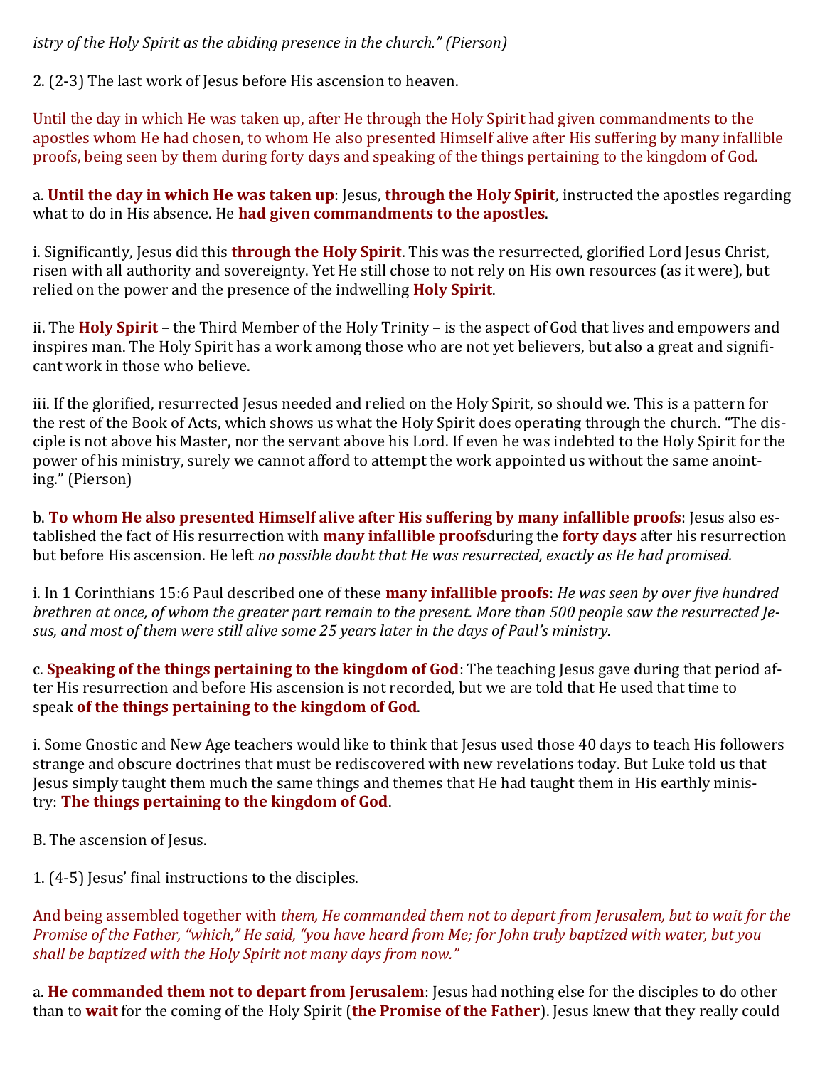*istry of the Holy Spirit as the abiding presence in the church." (Pierson)*

2. (2-3) The last work of Jesus before His ascension to heaven.

Until the day in which He was taken up, after He through the Holy Spirit had given commandments to the apostles whom He had chosen, to whom He also presented Himself alive after His suffering by many infallible proofs, being seen by them during forty days and speaking of the things pertaining to the kingdom of God.

a. **Until the day in which He was taken up**: Jesus, **through the Holy Spirit**, instructed the apostles regarding what to do in His absence. He **had given commandments to the apostles**.

i. Significantly, Jesus did this **through the Holy Spirit**. This was the resurrected, glorified Lord Jesus Christ, risen with all authority and sovereignty. Yet He still chose to not rely on His own resources (as it were), but relied on the power and the presence of the indwelling **Holy Spirit**.

ii. The **Holy Spirit** – the Third Member of the Holy Trinity – is the aspect of God that lives and empowers and inspires man. The Holy Spirit has a work among those who are not yet believers, but also a great and significant work in those who believe.

iii. If the glorified, resurrected Jesus needed and relied on the Holy Spirit, so should we. This is a pattern for the rest of the Book of Acts, which shows us what the Holy Spirit does operating through the church. "The disciple is not above his Master, nor the servant above his Lord. If even he was indebted to the Holy Spirit for the power of his ministry, surely we cannot afford to attempt the work appointed us without the same anointing." (Pierson)

b. **To whom He also presented Himself alive after His suffering by many infallible proofs**: Jesus also established the fact of His resurrection with **many infallible proofs**during the **forty days** after his resurrection but before His ascension. He left *no possible doubt that He was resurrected, exactly as He had promised.*

i. In 1 Corinthians 15:6 Paul described one of these **many infallible proofs**: *He was seen by over five hundred brethren at once, of whom the greater part remain to the present. More than 500 people saw the resurrected Jesus, and most of them were still alive some 25 years later in the days of Paul's ministry.*

c. **Speaking of the things pertaining to the kingdom of God**: The teaching Jesus gave during that period after His resurrection and before His ascension is not recorded, but we are told that He used that time to speak **of the things pertaining to the kingdom of God**.

i. Some Gnostic and New Age teachers would like to think that Jesus used those 40 days to teach His followers strange and obscure doctrines that must be rediscovered with new revelations today. But Luke told us that Jesus simply taught them much the same things and themes that He had taught them in His earthly ministry: **The things pertaining to the kingdom of God**.

B. The ascension of Jesus.

1. (4-5) Jesus' final instructions to the disciples.

And being assembled together with *them, He commanded them not to depart from Jerusalem, but to wait for the Promise of the Father, "which," He said, "you have heard from Me; for John truly baptized with water, but you shall be baptized with the Holy Spirit not many days from now."*

a. **He commanded them not to depart from Jerusalem**: Jesus had nothing else for the disciples to do other than to **wait** for the coming of the Holy Spirit (**the Promise of the Father**). Jesus knew that they really could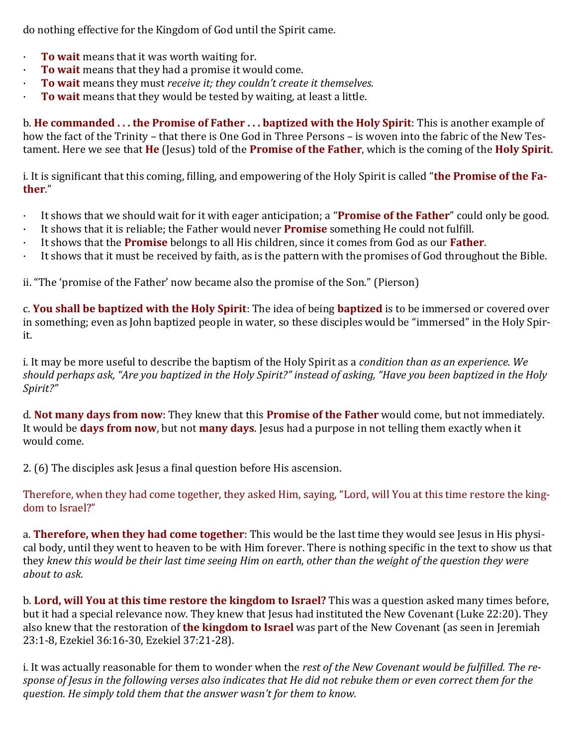do nothing effective for the Kingdom of God until the Spirit came.

- **To wait** means that it was worth waiting for.
- **To wait** means that they had a promise it would come.
- **To wait** means they must *receive it; they couldn't create it themselves.*
- **To wait** means that they would be tested by waiting, at least a little.

b. **He commanded . . . the Promise of Father . . . baptized with the Holy Spirit**: This is another example of how the fact of the Trinity – that there is One God in Three Persons – is woven into the fabric of the New Testament. Here we see that **He** (Jesus) told of the **Promise of the Father**, which is the coming of the **Holy Spirit**.

i. It is significant that this coming, filling, and empowering of the Holy Spirit is called "**the Promise of the Father**."

- It shows that we should wait for it with eager anticipation; a "**Promise of the Father**" could only be good.
- It shows that it is reliable; the Father would never **Promise** something He could not fulfill.
- It shows that the **Promise** belongs to all His children, since it comes from God as our **Father**.
- It shows that it must be received by faith, as is the pattern with the promises of God throughout the Bible.

ii. "The 'promise of the Father' now became also the promise of the Son." (Pierson)

c. **You shall be baptized with the Holy Spirit**: The idea of being **baptized** is to be immersed or covered over in something; even as John baptized people in water, so these disciples would be "immersed" in the Holy Spirit.

i. It may be more useful to describe the baptism of the Holy Spirit as a *condition than as an experience. We should perhaps ask, "Are you baptized in the Holy Spirit?" instead of asking, "Have you been baptized in the Holy Spirit?"*

d. **Not many days from now**: They knew that this **Promise of the Father** would come, but not immediately. It would be **days from now**, but not **many days**. Jesus had a purpose in not telling them exactly when it would come.

2. (6) The disciples ask Jesus a final question before His ascension.

Therefore, when they had come together, they asked Him, saying, "Lord, will You at this time restore the kingdom to Israel?"

a. **Therefore, when they had come together**: This would be the last time they would see Jesus in His physical body, until they went to heaven to be with Him forever. There is nothing specific in the text to show us that they *knew this would be their last time seeing Him on earth, other than the weight of the question they were about to ask.*

b. **Lord, will You at this time restore the kingdom to Israel?** This was a question asked many times before, but it had a special relevance now. They knew that Jesus had instituted the New Covenant (Luke 22:20). They also knew that the restoration of **the kingdom to Israel** was part of the New Covenant (as seen in Jeremiah 23:1-8, Ezekiel 36:16-30, Ezekiel 37:21-28).

i. It was actually reasonable for them to wonder when the *rest of the New Covenant would be fulfilled. The response of Jesus in the following verses also indicates that He did not rebuke them or even correct them for the question. He simply told them that the answer wasn't for them to know.*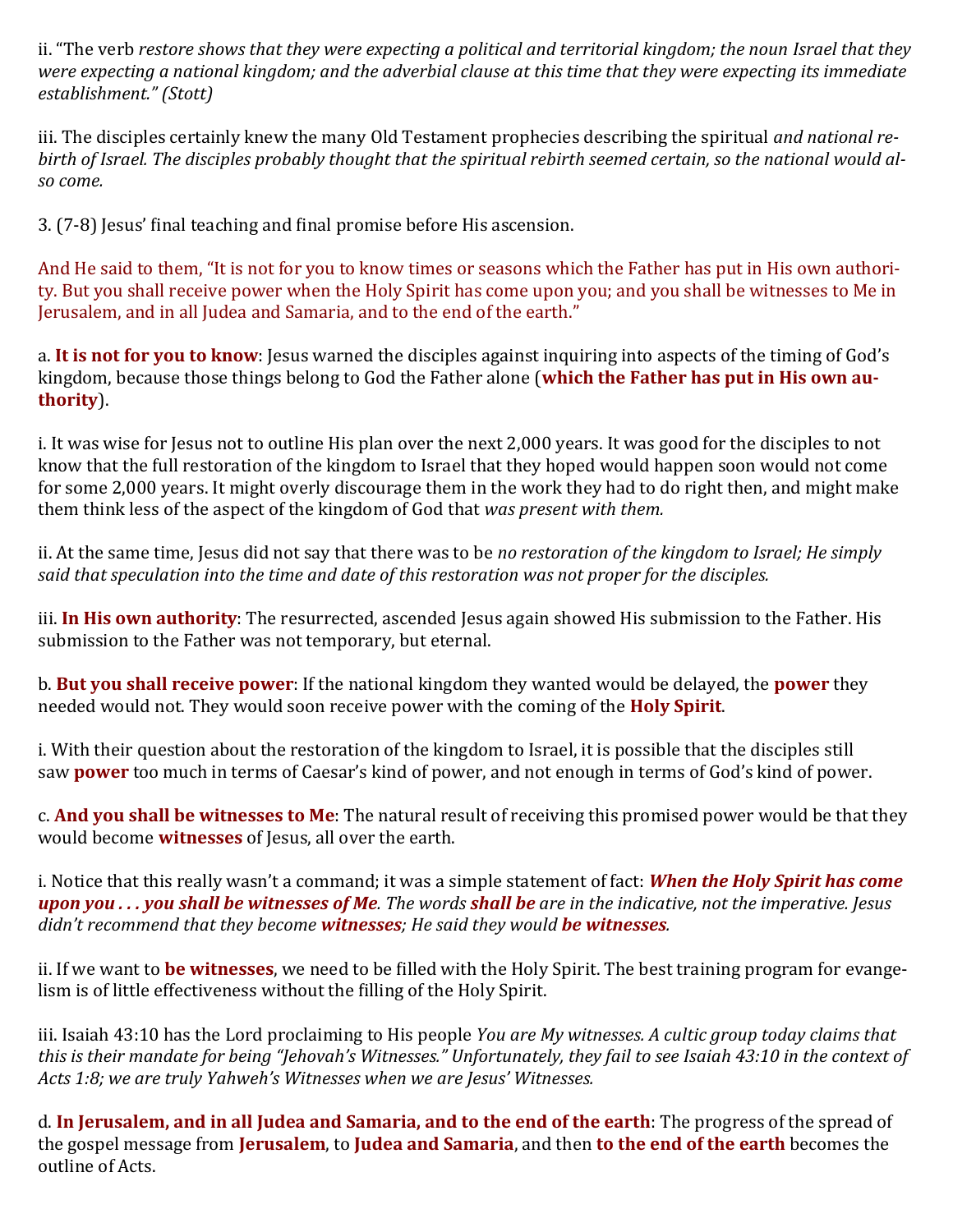ii. "The verb *restore shows that they were expecting a political and territorial kingdom; the noun Israel that they were expecting a national kingdom; and the adverbial clause at this time that they were expecting its immediate establishment." (Stott)*

iii. The disciples certainly knew the many Old Testament prophecies describing the spiritual *and national rebirth of Israel. The disciples probably thought that the spiritual rebirth seemed certain, so the national would also come.*

3. (7-8) Jesus' final teaching and final promise before His ascension.

And He said to them, "It is not for you to know times or seasons which the Father has put in His own authority. But you shall receive power when the Holy Spirit has come upon you; and you shall be witnesses to Me in Jerusalem, and in all Judea and Samaria, and to the end of the earth."

a. **It is not for you to know**: Jesus warned the disciples against inquiring into aspects of the timing of God's kingdom, because those things belong to God the Father alone (**which the Father has put in His own authority**).

i. It was wise for Jesus not to outline His plan over the next 2,000 years. It was good for the disciples to not know that the full restoration of the kingdom to Israel that they hoped would happen soon would not come for some 2,000 years. It might overly discourage them in the work they had to do right then, and might make them think less of the aspect of the kingdom of God that *was present with them.*

ii. At the same time, Jesus did not say that there was to be *no restoration of the kingdom to Israel; He simply said that speculation into the time and date of this restoration was not proper for the disciples.*

iii. **In His own authority**: The resurrected, ascended Jesus again showed His submission to the Father. His submission to the Father was not temporary, but eternal.

b. **But you shall receive power**: If the national kingdom they wanted would be delayed, the **power** they needed would not. They would soon receive power with the coming of the **Holy Spirit**.

i. With their question about the restoration of the kingdom to Israel, it is possible that the disciples still saw **power** too much in terms of Caesar's kind of power, and not enough in terms of God's kind of power.

c. **And you shall be witnesses to Me**: The natural result of receiving this promised power would be that they would become **witnesses** of Jesus, all over the earth.

i. Notice that this really wasn't a command; it was a simple statement of fact: ***When the Holy Spirit has come upon you . . . you shall be witnesses of Me****. The words* ***shall be*** *are in the indicative, not the imperative. Jesus didn't recommend that they become* ***witnesses****; He said they would* ***be witnesses****.*

ii. If we want to **be witnesses**, we need to be filled with the Holy Spirit. The best training program for evangelism is of little effectiveness without the filling of the Holy Spirit.

iii. Isaiah 43:10 has the Lord proclaiming to His people *You are My witnesses. A cultic group today claims that this is their mandate for being "Jehovah's Witnesses." Unfortunately, they fail to see Isaiah 43:10 in the context of Acts 1:8; we are truly Yahweh's Witnesses when we are Jesus' Witnesses.*

d. **In Jerusalem, and in all Judea and Samaria, and to the end of the earth**: The progress of the spread of the gospel message from **Jerusalem**, to **Judea and Samaria**, and then **to the end of the earth** becomes the outline of Acts.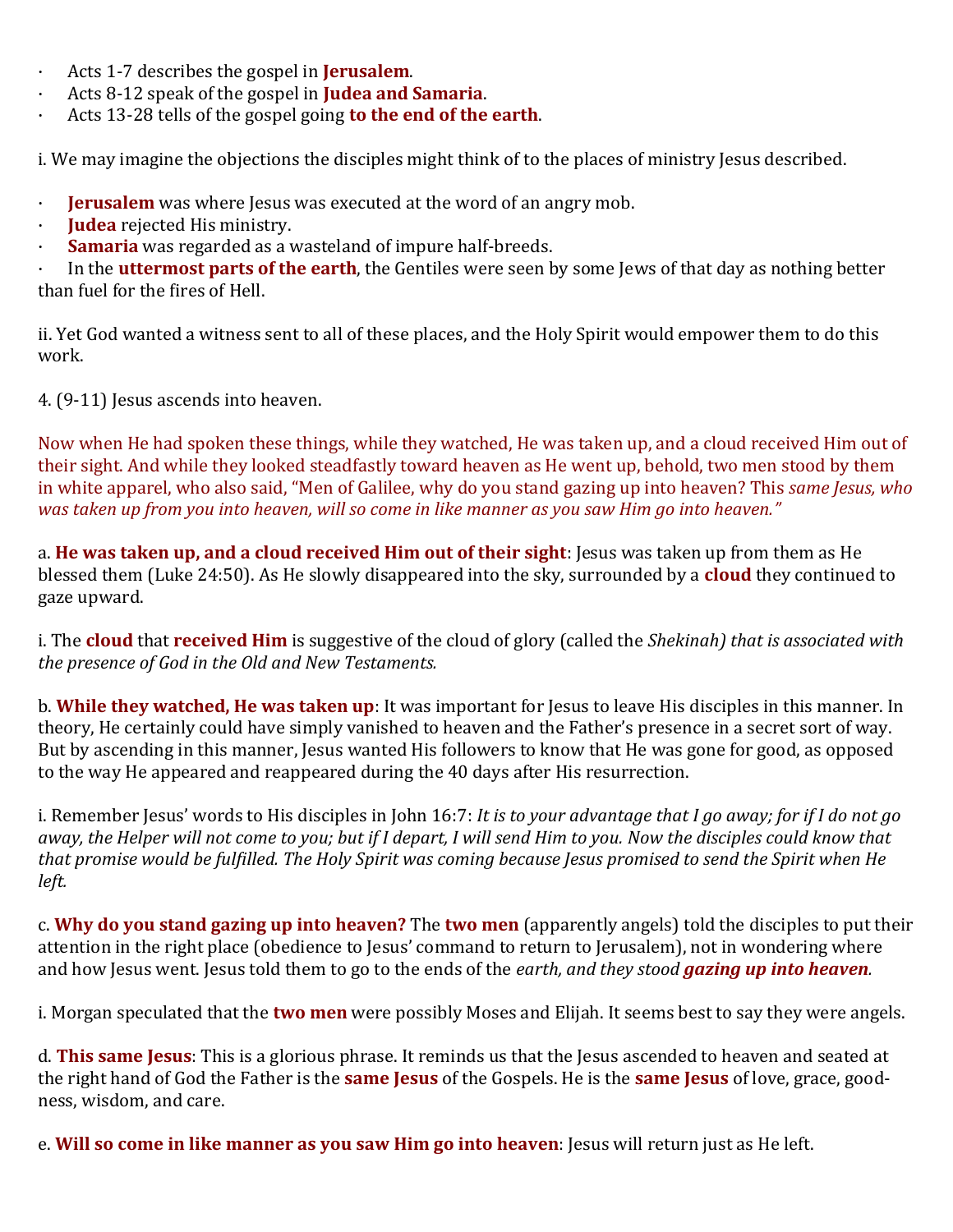- Acts 1-7 describes the gospel in **Jerusalem**.
- Acts 8-12 speak of the gospel in **Judea and Samaria**.
- Acts 13-28 tells of the gospel going **to the end of the earth**.

i. We may imagine the objections the disciples might think of to the places of ministry Jesus described.

- **Jerusalem** was where Jesus was executed at the word of an angry mob.
- **Judea** rejected His ministry.
- **Samaria** was regarded as a wasteland of impure half-breeds.
- In the **uttermost parts of the earth**, the Gentiles were seen by some Jews of that day as nothing better than fuel for the fires of Hell.

ii. Yet God wanted a witness sent to all of these places, and the Holy Spirit would empower them to do this work.

4. (9-11) Jesus ascends into heaven.

Now when He had spoken these things, while they watched, He was taken up, and a cloud received Him out of their sight. And while they looked steadfastly toward heaven as He went up, behold, two men stood by them in white apparel, who also said, "Men of Galilee, why do you stand gazing up into heaven? This *same Jesus, who was taken up from you into heaven, will so come in like manner as you saw Him go into heaven."*

a. **He was taken up, and a cloud received Him out of their sight**: Jesus was taken up from them as He blessed them (Luke 24:50). As He slowly disappeared into the sky, surrounded by a **cloud** they continued to gaze upward.

i. The **cloud** that **received Him** is suggestive of the cloud of glory (called the *Shekinah) that is associated with the presence of God in the Old and New Testaments.*

b. **While they watched, He was taken up**: It was important for Jesus to leave His disciples in this manner. In theory, He certainly could have simply vanished to heaven and the Father's presence in a secret sort of way. But by ascending in this manner, Jesus wanted His followers to know that He was gone for good, as opposed to the way He appeared and reappeared during the 40 days after His resurrection.

i. Remember Jesus' words to His disciples in John 16:7: *It is to your advantage that I go away; for if I do not go away, the Helper will not come to you; but if I depart, I will send Him to you. Now the disciples could know that that promise would be fulfilled. The Holy Spirit was coming because Jesus promised to send the Spirit when He left.*

c. **Why do you stand gazing up into heaven?** The **two men** (apparently angels) told the disciples to put their attention in the right place (obedience to Jesus' command to return to Jerusalem), not in wondering where and how Jesus went. Jesus told them to go to the ends of the *earth, and they stood **gazing up into heaven**.*

i. Morgan speculated that the **two men** were possibly Moses and Elijah. It seems best to say they were angels.

d. **This same Jesus**: This is a glorious phrase. It reminds us that the Jesus ascended to heaven and seated at the right hand of God the Father is the **same Jesus** of the Gospels. He is the **same Jesus** of love, grace, goodness, wisdom, and care.

e. **Will so come in like manner as you saw Him go into heaven**: Jesus will return just as He left.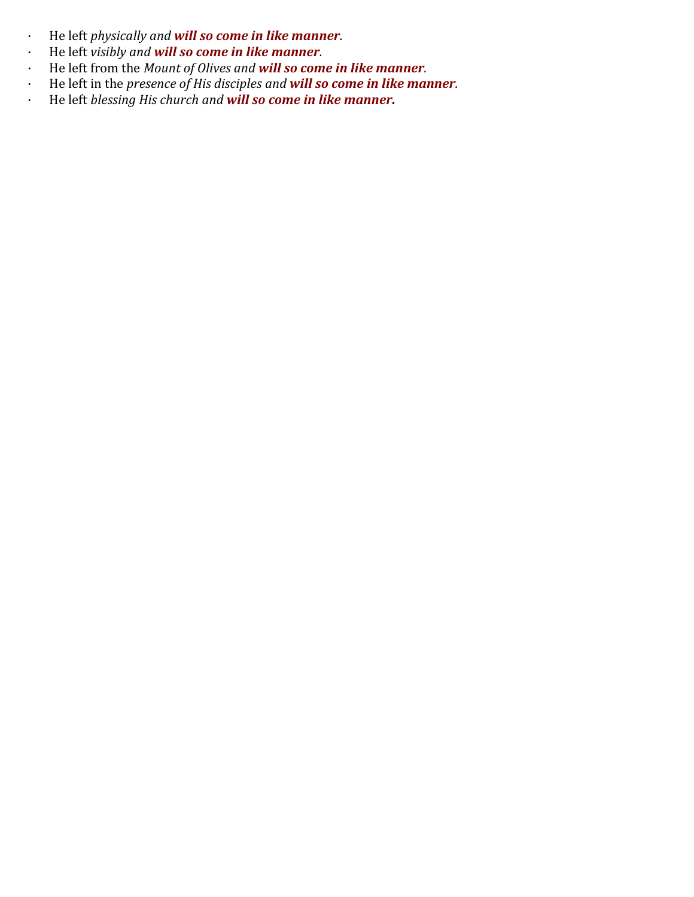- He left *physically and* ***will so come in like manner****.*
- He left *visibly and* ***will so come in like manner****.*
- He left from the *Mount of Olives and* ***will so come in like manner****.*
- He left in the *presence of His disciples and* ***will so come in like manner****.*
- He left *blessing His church and* ***will so come in like manner.***